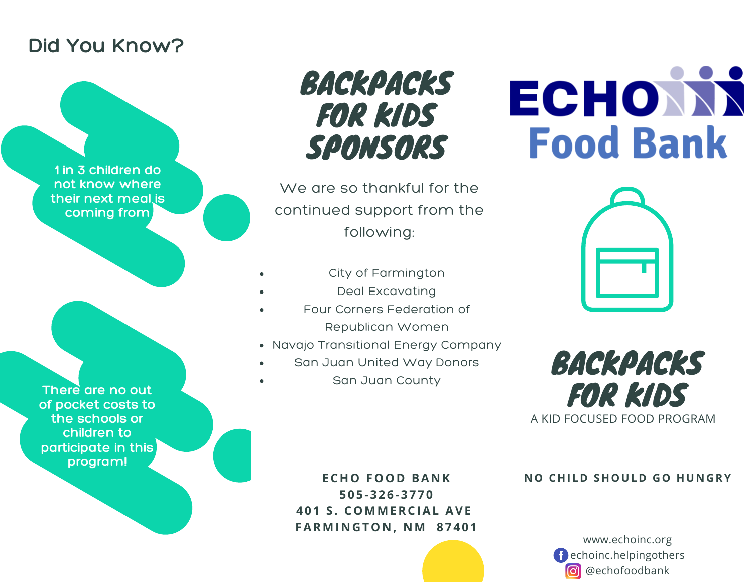## Did You Know?

1 in 3 children do not know where their next meal is coming from

There are no out of pocket costs to the schools or children to participate in this program!

# BACKPACKS FOR KIDS SPONSORS

We are so thankful for the continued support from the following:

- City of Farmington
- Deal Excavating
- Four Corners Federation of Republican Women
- Navajo Transitional Energy Company
- San Juan United Way Donors
- San Juan County

**ECHO FOOD BANK**
**505-326-3770**
**401 S. COMMERCIAL AVE**
**FARMINGTON, NM 87401**

ECHO Food Bank

# BACKPACKS FOR KIDS

A KID FOCUSED FOOD PROGRAM

**NO CHILD SHOULD GO HUNGRY**

www.echoinc.org
echoinc.helpingothers
@echofoodbank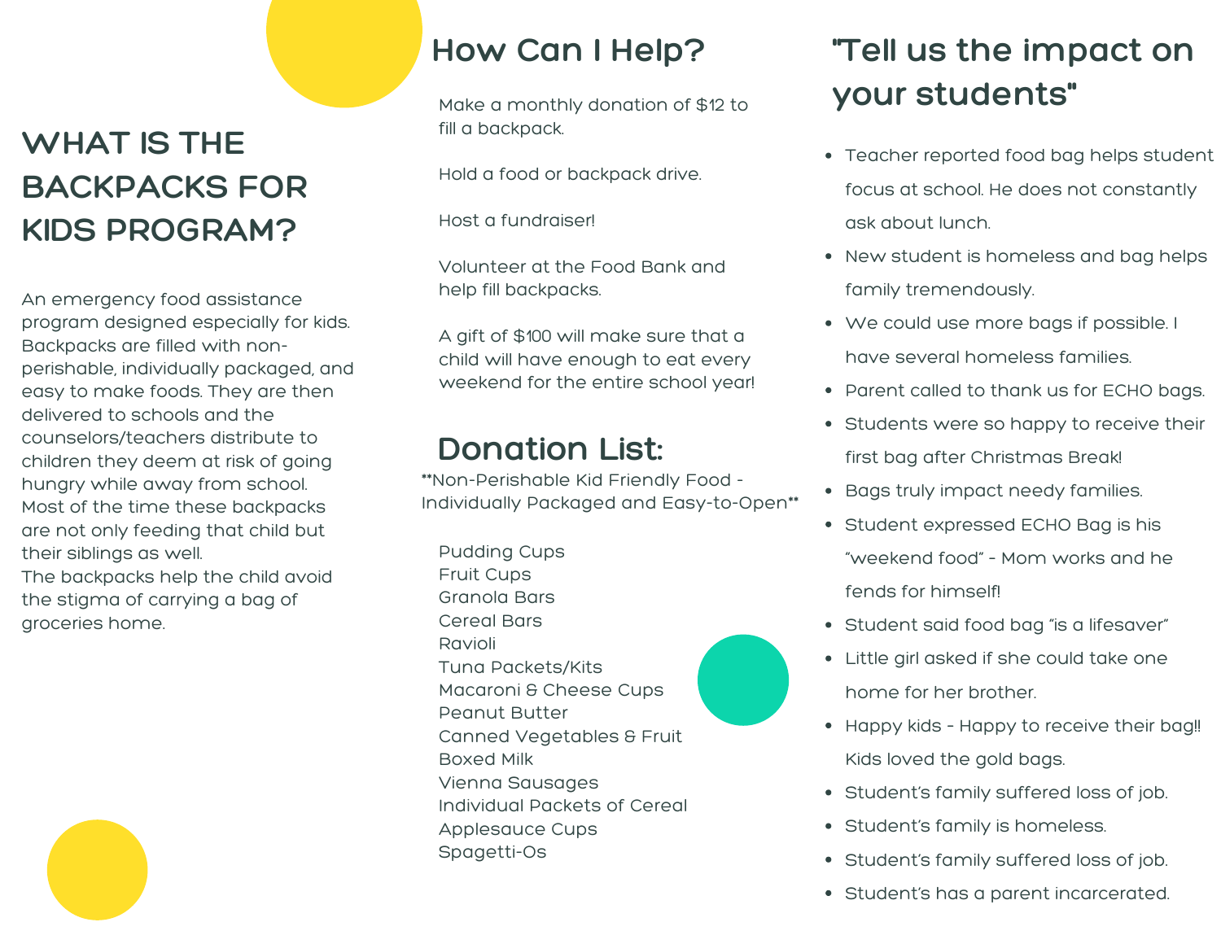## WHAT IS THE BACKPACKS FOR KIDS PROGRAM?

An emergency food assistance program designed especially for kids. Backpacks are filled with non-perishable, individually packaged, and easy to make foods. They are then delivered to schools and the counselors/teachers distribute to children they deem at risk of going hungry while away from school. Most of the time these backpacks are not only feeding that child but their siblings as well.
The backpacks help the child avoid the stigma of carrying a bag of groceries home.

## How Can I Help?

Make a monthly donation of $12 to fill a backpack.

Hold a food or backpack drive.

Host a fundraiser!

Volunteer at the Food Bank and help fill backpacks.

A gift of $100 will make sure that a child will have enough to eat every weekend for the entire school year!

## Donation List:

**Non-Perishable Kid Friendly Food - Individually Packaged and Easy-to-Open**

Pudding Cups
Fruit Cups
Granola Bars
Cereal Bars
Ravioli
Tuna Packets/Kits
Macaroni & Cheese Cups
Peanut Butter
Canned Vegetables & Fruit
Boxed Milk
Vienna Sausages
Individual Packets of Cereal
Applesauce Cups
Spagetti-Os

## "Tell us the impact on your students"

- Teacher reported food bag helps student focus at school. He does not constantly ask about lunch.
- New student is homeless and bag helps family tremendously.
- We could use more bags if possible. I have several homeless families.
- Parent called to thank us for ECHO bags.
- Students were so happy to receive their first bag after Christmas Break!
- Bags truly impact needy families.
- Student expressed ECHO Bag is his "weekend food" - Mom works and he fends for himself!
- Student said food bag "is a lifesaver"
- Little girl asked if she could take one home for her brother.
- Happy kids - Happy to receive their bag!! Kids loved the gold bags.
- Student's family suffered loss of job.
- Student's family is homeless.
- Student's family suffered loss of job.
- Student's has a parent incarcerated.